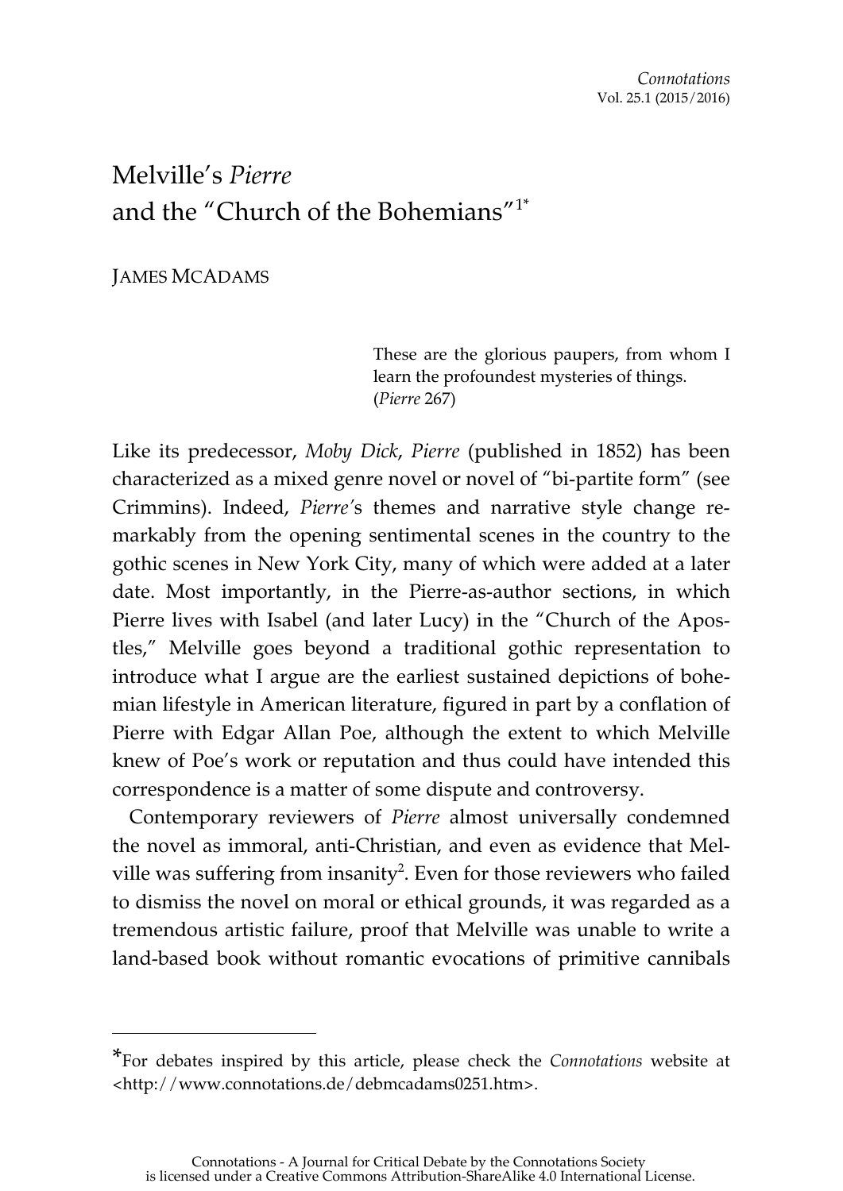# Melville's *Pierre* and the "Church of the Bohemians"[1*]

JAMES MCADAMS

> These are the glorious paupers, from whom I learn the profoundest mysteries of things. (*Pierre* 267)

Like its predecessor, *Moby Dick*, *Pierre* (published in 1852) has been characterized as a mixed genre novel or novel of "bi-partite form" (see Crimmins). Indeed, *Pierre*'s themes and narrative style change remarkably from the opening sentimental scenes in the country to the gothic scenes in New York City, many of which were added at a later date. Most importantly, in the Pierre-as-author sections, in which Pierre lives with Isabel (and later Lucy) in the "Church of the Apostles," Melville goes beyond a traditional gothic representation to introduce what I argue are the earliest sustained depictions of bohemian lifestyle in American literature, figured in part by a conflation of Pierre with Edgar Allan Poe, although the extent to which Melville knew of Poe's work or reputation and thus could have intended this correspondence is a matter of some dispute and controversy.

Contemporary reviewers of *Pierre* almost universally condemned the novel as immoral, anti-Christian, and even as evidence that Melville was suffering from insanity[2]. Even for those reviewers who failed to dismiss the novel on moral or ethical grounds, it was regarded as a tremendous artistic failure, proof that Melville was unable to write a land-based book without romantic evocations of primitive cannibals

---

*For debates inspired by this article, please check the *Connotations* website at <http://www.connotations.de/debmcadams0251.htm>.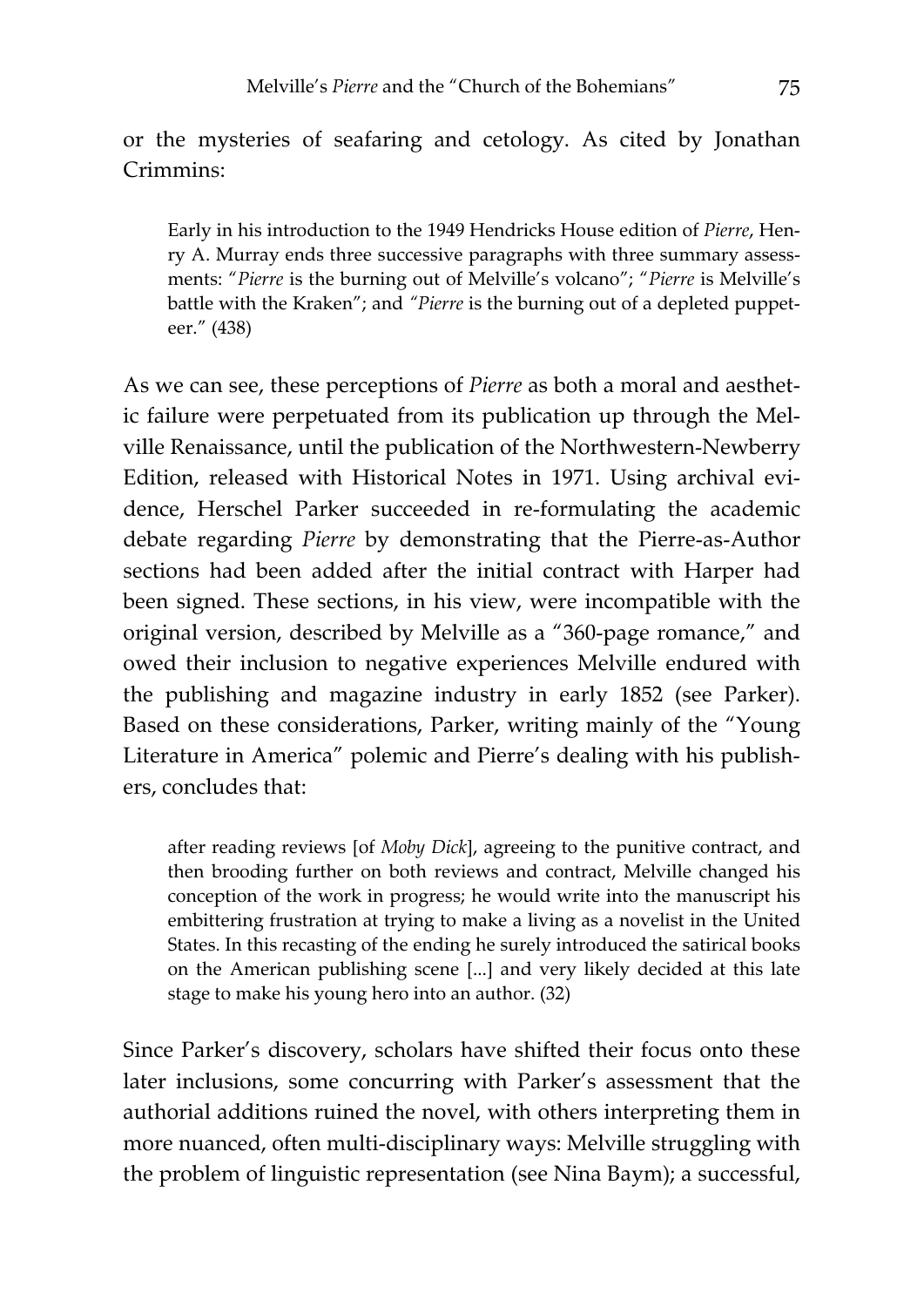or the mysteries of seafaring and cetology. As cited by Jonathan Crimmins:

> Early in his introduction to the 1949 Hendricks House edition of *Pierre*, Henry A. Murray ends three successive paragraphs with three summary assessments: "*Pierre* is the burning out of Melville's volcano"; "*Pierre* is Melville's battle with the Kraken"; and "*Pierre* is the burning out of a depleted puppeteer." (438)

As we can see, these perceptions of *Pierre* as both a moral and aesthetic failure were perpetuated from its publication up through the Melville Renaissance, until the publication of the Northwestern-Newberry Edition, released with Historical Notes in 1971. Using archival evidence, Herschel Parker succeeded in re-formulating the academic debate regarding *Pierre* by demonstrating that the Pierre-as-Author sections had been added after the initial contract with Harper had been signed. These sections, in his view, were incompatible with the original version, described by Melville as a "360-page romance," and owed their inclusion to negative experiences Melville endured with the publishing and magazine industry in early 1852 (see Parker). Based on these considerations, Parker, writing mainly of the "Young Literature in America" polemic and Pierre's dealing with his publishers, concludes that:

> after reading reviews [of *Moby Dick*], agreeing to the punitive contract, and then brooding further on both reviews and contract, Melville changed his conception of the work in progress; he would write into the manuscript his embittering frustration at trying to make a living as a novelist in the United States. In this recasting of the ending he surely introduced the satirical books on the American publishing scene [...] and very likely decided at this late stage to make his young hero into an author. (32)

Since Parker's discovery, scholars have shifted their focus onto these later inclusions, some concurring with Parker's assessment that the authorial additions ruined the novel, with others interpreting them in more nuanced, often multi-disciplinary ways: Melville struggling with the problem of linguistic representation (see Nina Baym); a successful,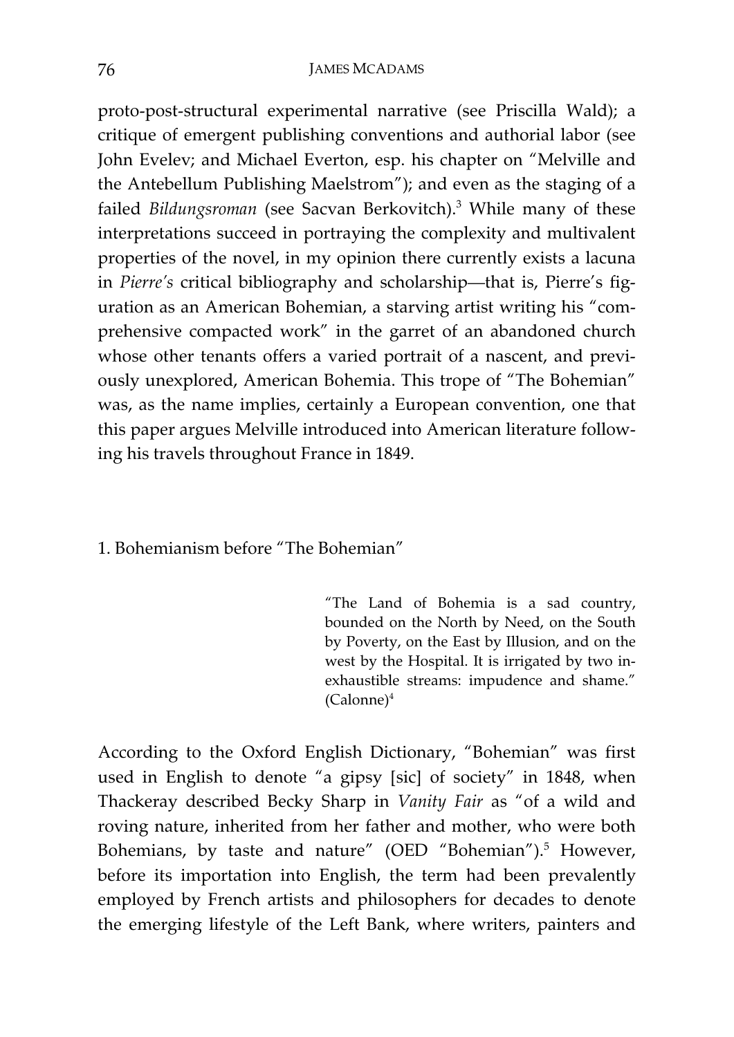proto-post-structural experimental narrative (see Priscilla Wald); a critique of emergent publishing conventions and authorial labor (see John Evelev; and Michael Everton, esp. his chapter on "Melville and the Antebellum Publishing Maelstrom"); and even as the staging of a failed *Bildungsroman* (see Sacvan Berkovitch).[3] While many of these interpretations succeed in portraying the complexity and multivalent properties of the novel, in my opinion there currently exists a lacuna in *Pierre's* critical bibliography and scholarship—that is, Pierre's figuration as an American Bohemian, a starving artist writing his "comprehensive compacted work" in the garret of an abandoned church whose other tenants offers a varied portrait of a nascent, and previously unexplored, American Bohemia. This trope of "The Bohemian" was, as the name implies, certainly a European convention, one that this paper argues Melville introduced into American literature following his travels throughout France in 1849.

## 1. Bohemianism before "The Bohemian"

> "The Land of Bohemia is a sad country, bounded on the North by Need, on the South by Poverty, on the East by Illusion, and on the west by the Hospital. It is irrigated by two inexhaustible streams: impudence and shame." (Calonne)[4]

According to the Oxford English Dictionary, "Bohemian" was first used in English to denote "a gipsy [sic] of society" in 1848, when Thackeray described Becky Sharp in *Vanity Fair* as "of a wild and roving nature, inherited from her father and mother, who were both Bohemians, by taste and nature" (OED "Bohemian").[5] However, before its importation into English, the term had been prevalently employed by French artists and philosophers for decades to denote the emerging lifestyle of the Left Bank, where writers, painters and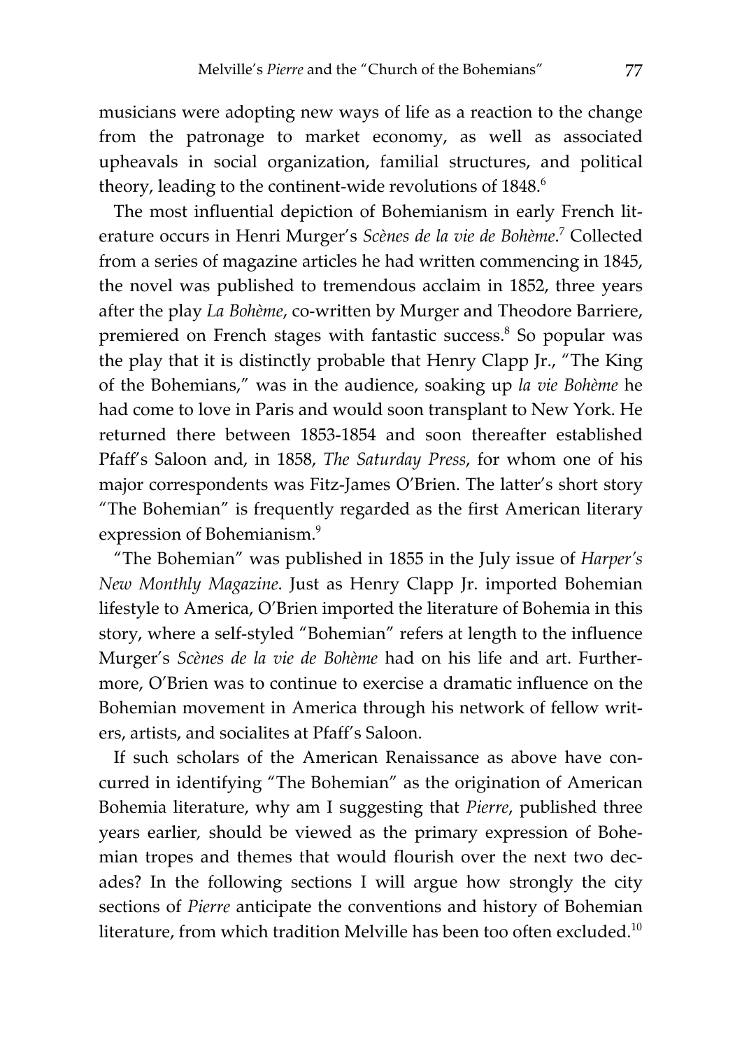musicians were adopting new ways of life as a reaction to the change from the patronage to market economy, as well as associated upheavals in social organization, familial structures, and political theory, leading to the continent-wide revolutions of 1848.[6]

The most influential depiction of Bohemianism in early French literature occurs in Henri Murger's *Scènes de la vie de Bohème*.[7] Collected from a series of magazine articles he had written commencing in 1845, the novel was published to tremendous acclaim in 1852, three years after the play *La Bohème*, co-written by Murger and Theodore Barriere, premiered on French stages with fantastic success.[8] So popular was the play that it is distinctly probable that Henry Clapp Jr., "The King of the Bohemians," was in the audience, soaking up *la vie Bohème* he had come to love in Paris and would soon transplant to New York. He returned there between 1853-1854 and soon thereafter established Pfaff's Saloon and, in 1858, *The Saturday Press*, for whom one of his major correspondents was Fitz-James O'Brien. The latter's short story "The Bohemian" is frequently regarded as the first American literary expression of Bohemianism.[9]

"The Bohemian" was published in 1855 in the July issue of *Harper's New Monthly Magazine*. Just as Henry Clapp Jr. imported Bohemian lifestyle to America, O'Brien imported the literature of Bohemia in this story, where a self-styled "Bohemian" refers at length to the influence Murger's *Scènes de la vie de Bohème* had on his life and art. Furthermore, O'Brien was to continue to exercise a dramatic influence on the Bohemian movement in America through his network of fellow writers, artists, and socialites at Pfaff's Saloon.

If such scholars of the American Renaissance as above have concurred in identifying "The Bohemian" as the origination of American Bohemia literature, why am I suggesting that *Pierre*, published three years earlier, should be viewed as the primary expression of Bohemian tropes and themes that would flourish over the next two decades? In the following sections I will argue how strongly the city sections of *Pierre* anticipate the conventions and history of Bohemian literature, from which tradition Melville has been too often excluded.[10]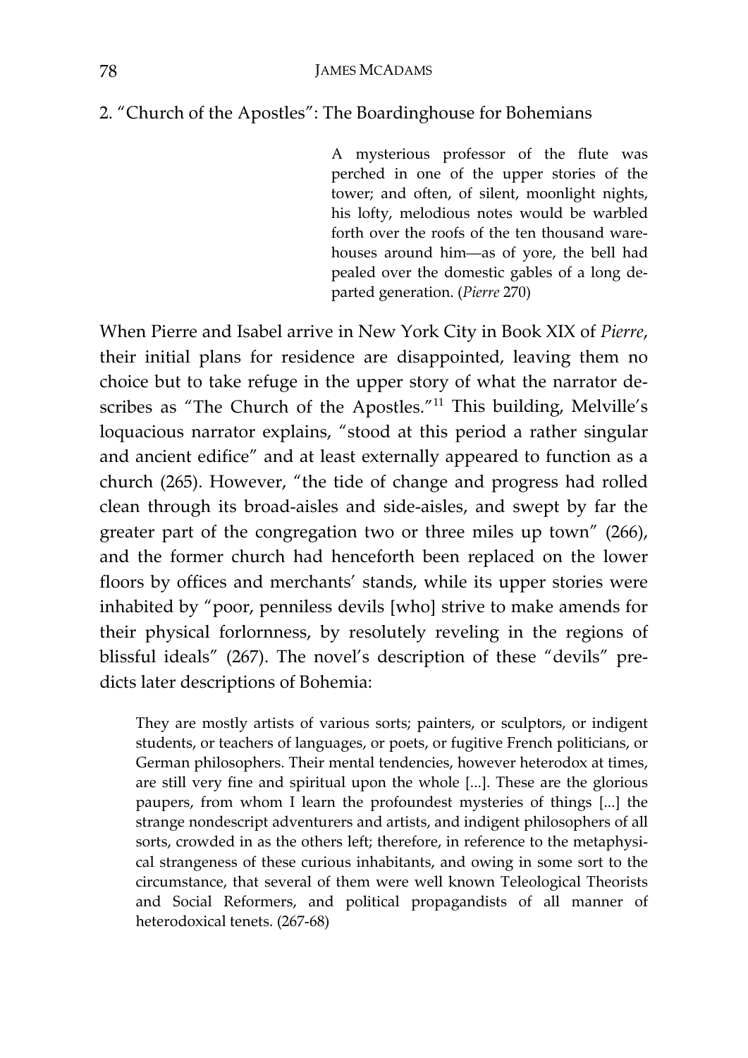## 2. "Church of the Apostles": The Boardinghouse for Bohemians

> A mysterious professor of the flute was perched in one of the upper stories of the tower; and often, of silent, moonlight nights, his lofty, melodious notes would be warbled forth over the roofs of the ten thousand warehouses around him—as of yore, the bell had pealed over the domestic gables of a long departed generation. (*Pierre* 270)

When Pierre and Isabel arrive in New York City in Book XIX of *Pierre*, their initial plans for residence are disappointed, leaving them no choice but to take refuge in the upper story of what the narrator describes as "The Church of the Apostles."[11] This building, Melville's loquacious narrator explains, "stood at this period a rather singular and ancient edifice" and at least externally appeared to function as a church (265). However, "the tide of change and progress had rolled clean through its broad-aisles and side-aisles, and swept by far the greater part of the congregation two or three miles up town" (266), and the former church had henceforth been replaced on the lower floors by offices and merchants' stands, while its upper stories were inhabited by "poor, penniless devils [who] strive to make amends for their physical forlornness, by resolutely reveling in the regions of blissful ideals" (267). The novel's description of these "devils" predicts later descriptions of Bohemia:

> They are mostly artists of various sorts; painters, or sculptors, or indigent students, or teachers of languages, or poets, or fugitive French politicians, or German philosophers. Their mental tendencies, however heterodox at times, are still very fine and spiritual upon the whole [...]. These are the glorious paupers, from whom I learn the profoundest mysteries of things [...] the strange nondescript adventurers and artists, and indigent philosophers of all sorts, crowded in as the others left; therefore, in reference to the metaphysical strangeness of these curious inhabitants, and owing in some sort to the circumstance, that several of them were well known Teleological Theorists and Social Reformers, and political propagandists of all manner of heterodoxical tenets. (267-68)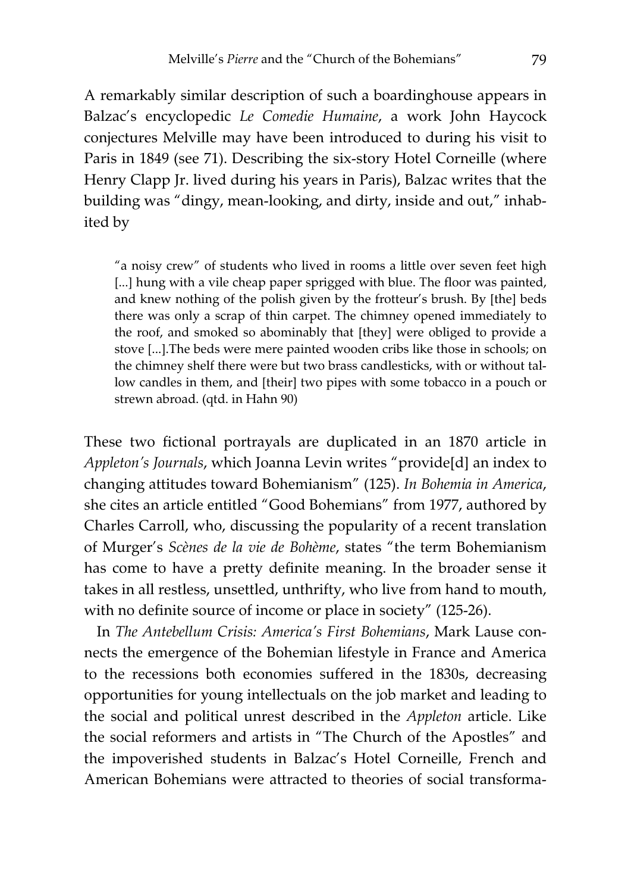A remarkably similar description of such a boardinghouse appears in Balzac's encyclopedic *Le Comedie Humaine*, a work John Haycock conjectures Melville may have been introduced to during his visit to Paris in 1849 (see 71). Describing the six-story Hotel Corneille (where Henry Clapp Jr. lived during his years in Paris), Balzac writes that the building was "dingy, mean-looking, and dirty, inside and out," inhabited by

> "a noisy crew" of students who lived in rooms a little over seven feet high [...] hung with a vile cheap paper sprigged with blue. The floor was painted, and knew nothing of the polish given by the frotteur's brush. By [the] beds there was only a scrap of thin carpet. The chimney opened immediately to the roof, and smoked so abominably that [they] were obliged to provide a stove [...].The beds were mere painted wooden cribs like those in schools; on the chimney shelf there were but two brass candlesticks, with or without tallow candles in them, and [their] two pipes with some tobacco in a pouch or strewn abroad. (qtd. in Hahn 90)

These two fictional portrayals are duplicated in an 1870 article in *Appleton's Journals*, which Joanna Levin writes "provide[d] an index to changing attitudes toward Bohemianism" (125). *In Bohemia in America*, she cites an article entitled "Good Bohemians" from 1977, authored by Charles Carroll, who, discussing the popularity of a recent translation of Murger's *Scènes de la vie de Bohème*, states "the term Bohemianism has come to have a pretty definite meaning. In the broader sense it takes in all restless, unsettled, unthrifty, who live from hand to mouth, with no definite source of income or place in society" (125-26).

In *The Antebellum Crisis: America's First Bohemians*, Mark Lause connects the emergence of the Bohemian lifestyle in France and America to the recessions both economies suffered in the 1830s, decreasing opportunities for young intellectuals on the job market and leading to the social and political unrest described in the *Appleton* article. Like the social reformers and artists in "The Church of the Apostles" and the impoverished students in Balzac's Hotel Corneille, French and American Bohemians were attracted to theories of social transforma-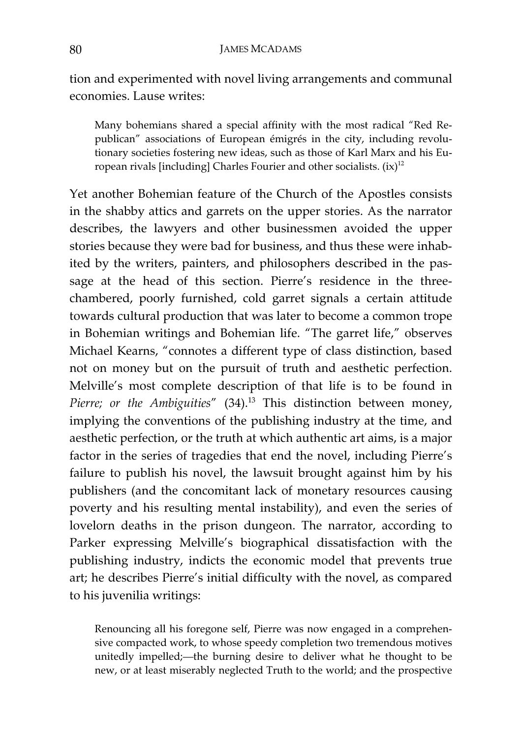tion and experimented with novel living arrangements and communal economies. Lause writes:

> Many bohemians shared a special affinity with the most radical "Red Republican" associations of European émigrés in the city, including revolutionary societies fostering new ideas, such as those of Karl Marx and his European rivals [including] Charles Fourier and other socialists. (ix)[12]

Yet another Bohemian feature of the Church of the Apostles consists in the shabby attics and garrets on the upper stories. As the narrator describes, the lawyers and other businessmen avoided the upper stories because they were bad for business, and thus these were inhabited by the writers, painters, and philosophers described in the passage at the head of this section. Pierre's residence in the three-chambered, poorly furnished, cold garret signals a certain attitude towards cultural production that was later to become a common trope in Bohemian writings and Bohemian life. "The garret life," observes Michael Kearns, "connotes a different type of class distinction, based not on money but on the pursuit of truth and aesthetic perfection. Melville's most complete description of that life is to be found in *Pierre; or the Ambiguities*" (34).[13] This distinction between money, implying the conventions of the publishing industry at the time, and aesthetic perfection, or the truth at which authentic art aims, is a major factor in the series of tragedies that end the novel, including Pierre's failure to publish his novel, the lawsuit brought against him by his publishers (and the concomitant lack of monetary resources causing poverty and his resulting mental instability), and even the series of lovelorn deaths in the prison dungeon. The narrator, according to Parker expressing Melville's biographical dissatisfaction with the publishing industry, indicts the economic model that prevents true art; he describes Pierre's initial difficulty with the novel, as compared to his juvenilia writings:

> Renouncing all his foregone self, Pierre was now engaged in a comprehensive compacted work, to whose speedy completion two tremendous motives unitedly impelled;—the burning desire to deliver what he thought to be new, or at least miserably neglected Truth to the world; and the prospective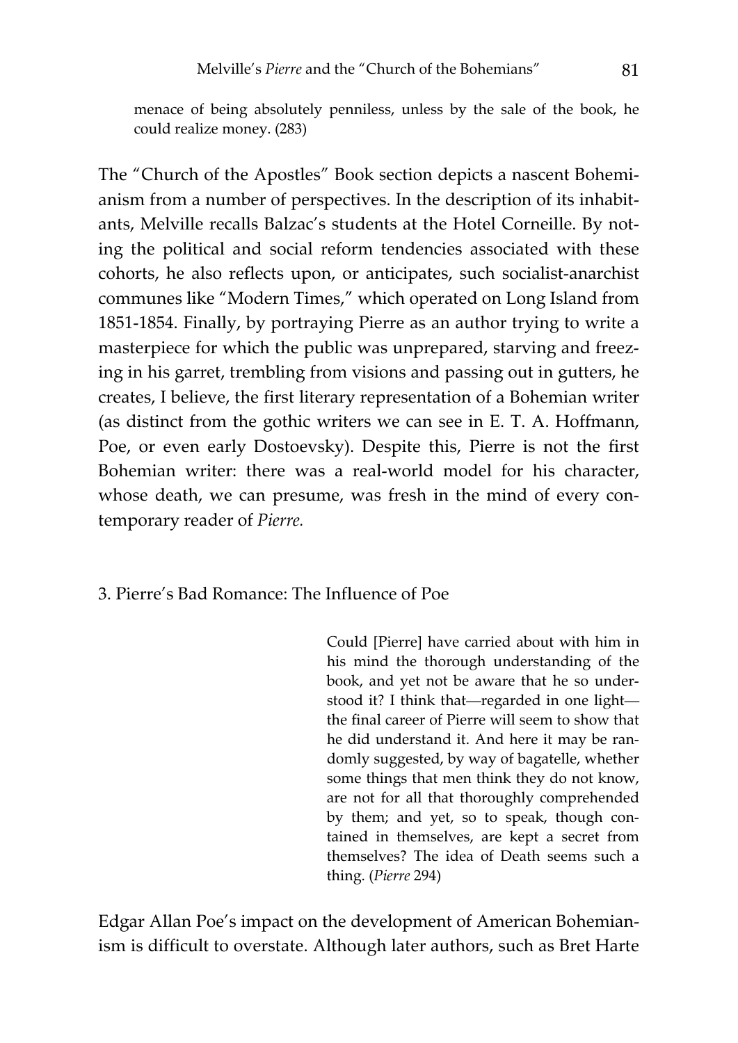> menace of being absolutely penniless, unless by the sale of the book, he could realize money. (283)

The "Church of the Apostles" Book section depicts a nascent Bohemianism from a number of perspectives. In the description of its inhabitants, Melville recalls Balzac's students at the Hotel Corneille. By noting the political and social reform tendencies associated with these cohorts, he also reflects upon, or anticipates, such socialist-anarchist communes like "Modern Times," which operated on Long Island from 1851-1854. Finally, by portraying Pierre as an author trying to write a masterpiece for which the public was unprepared, starving and freezing in his garret, trembling from visions and passing out in gutters, he creates, I believe, the first literary representation of a Bohemian writer (as distinct from the gothic writers we can see in E. T. A. Hoffmann, Poe, or even early Dostoevsky). Despite this, Pierre is not the first Bohemian writer: there was a real-world model for his character, whose death, we can presume, was fresh in the mind of every contemporary reader of *Pierre.*

## 3. Pierre's Bad Romance: The Influence of Poe

> Could [Pierre] have carried about with him in his mind the thorough understanding of the book, and yet not be aware that he so understood it? I think that—regarded in one light—the final career of Pierre will seem to show that he did understand it. And here it may be randomly suggested, by way of bagatelle, whether some things that men think they do not know, are not for all that thoroughly comprehended by them; and yet, so to speak, though contained in themselves, are kept a secret from themselves? The idea of Death seems such a thing. (*Pierre* 294)

Edgar Allan Poe's impact on the development of American Bohemianism is difficult to overstate. Although later authors, such as Bret Harte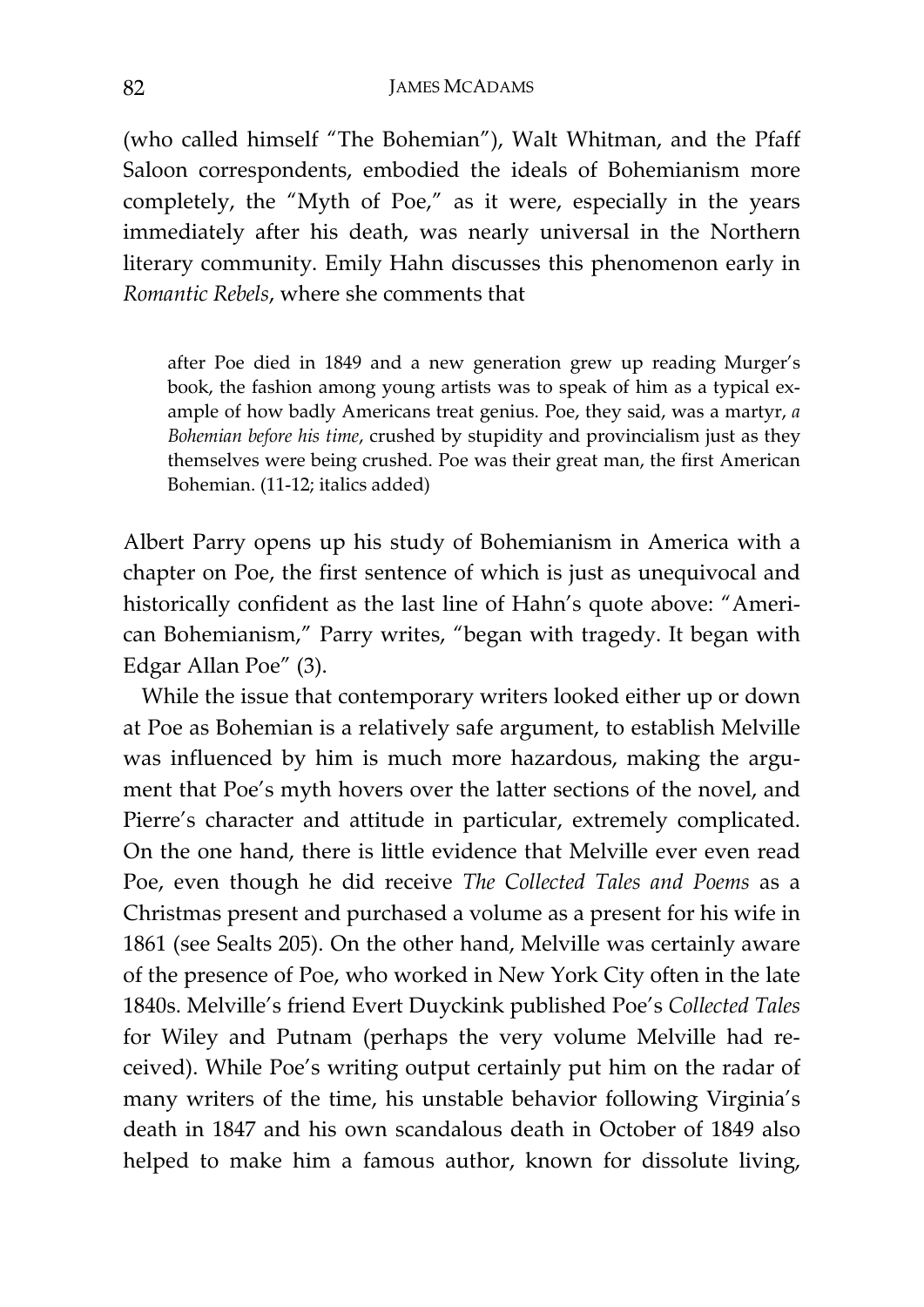(who called himself "The Bohemian"), Walt Whitman, and the Pfaff Saloon correspondents, embodied the ideals of Bohemianism more completely, the "Myth of Poe," as it were, especially in the years immediately after his death, was nearly universal in the Northern literary community. Emily Hahn discusses this phenomenon early in *Romantic Rebels*, where she comments that

> after Poe died in 1849 and a new generation grew up reading Murger's book, the fashion among young artists was to speak of him as a typical example of how badly Americans treat genius. Poe, they said, was a martyr, *a Bohemian before his time*, crushed by stupidity and provincialism just as they themselves were being crushed. Poe was their great man, the first American Bohemian. (11-12; italics added)

Albert Parry opens up his study of Bohemianism in America with a chapter on Poe, the first sentence of which is just as unequivocal and historically confident as the last line of Hahn's quote above: "American Bohemianism," Parry writes, "began with tragedy. It began with Edgar Allan Poe" (3).

While the issue that contemporary writers looked either up or down at Poe as Bohemian is a relatively safe argument, to establish Melville was influenced by him is much more hazardous, making the argument that Poe's myth hovers over the latter sections of the novel, and Pierre's character and attitude in particular, extremely complicated. On the one hand, there is little evidence that Melville ever even read Poe, even though he did receive *The Collected Tales and Poems* as a Christmas present and purchased a volume as a present for his wife in 1861 (see Sealts 205). On the other hand, Melville was certainly aware of the presence of Poe, who worked in New York City often in the late 1840s. Melville's friend Evert Duyckink published Poe's *Collected Tales* for Wiley and Putnam (perhaps the very volume Melville had received). While Poe's writing output certainly put him on the radar of many writers of the time, his unstable behavior following Virginia's death in 1847 and his own scandalous death in October of 1849 also helped to make him a famous author, known for dissolute living,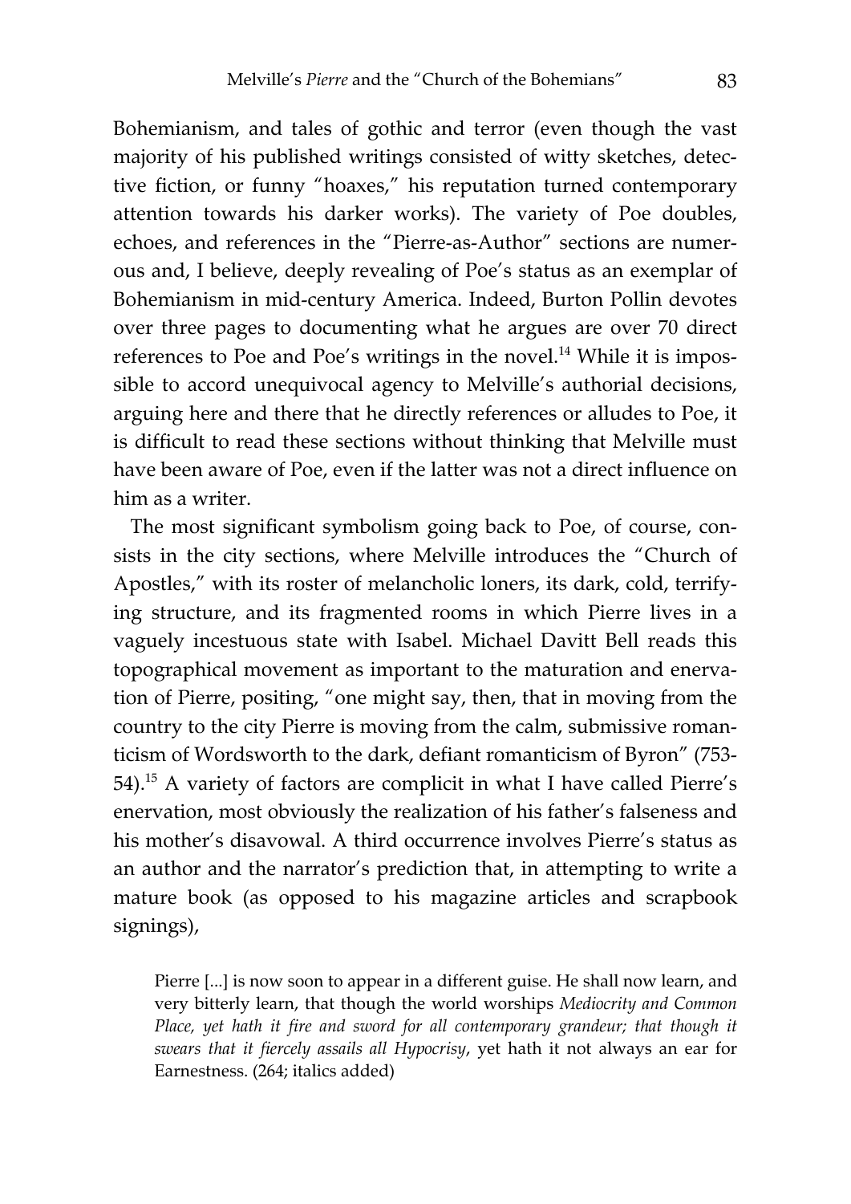Bohemianism, and tales of gothic and terror (even though the vast majority of his published writings consisted of witty sketches, detective fiction, or funny "hoaxes," his reputation turned contemporary attention towards his darker works). The variety of Poe doubles, echoes, and references in the "Pierre-as-Author" sections are numerous and, I believe, deeply revealing of Poe's status as an exemplar of Bohemianism in mid-century America. Indeed, Burton Pollin devotes over three pages to documenting what he argues are over 70 direct references to Poe and Poe's writings in the novel.[14] While it is impossible to accord unequivocal agency to Melville's authorial decisions, arguing here and there that he directly references or alludes to Poe, it is difficult to read these sections without thinking that Melville must have been aware of Poe, even if the latter was not a direct influence on him as a writer.

The most significant symbolism going back to Poe, of course, consists in the city sections, where Melville introduces the "Church of Apostles," with its roster of melancholic loners, its dark, cold, terrifying structure, and its fragmented rooms in which Pierre lives in a vaguely incestuous state with Isabel. Michael Davitt Bell reads this topographical movement as important to the maturation and enervation of Pierre, positing, "one might say, then, that in moving from the country to the city Pierre is moving from the calm, submissive romanticism of Wordsworth to the dark, defiant romanticism of Byron" (753-54).[15] A variety of factors are complicit in what I have called Pierre's enervation, most obviously the realization of his father's falseness and his mother's disavowal. A third occurrence involves Pierre's status as an author and the narrator's prediction that, in attempting to write a mature book (as opposed to his magazine articles and scrapbook signings),

> Pierre [...] is now soon to appear in a different guise. He shall now learn, and very bitterly learn, that though the world worships *Mediocrity and Common Place, yet hath it fire and sword for all contemporary grandeur; that though it swears that it fiercely assails all Hypocrisy*, yet hath it not always an ear for Earnestness. (264; italics added)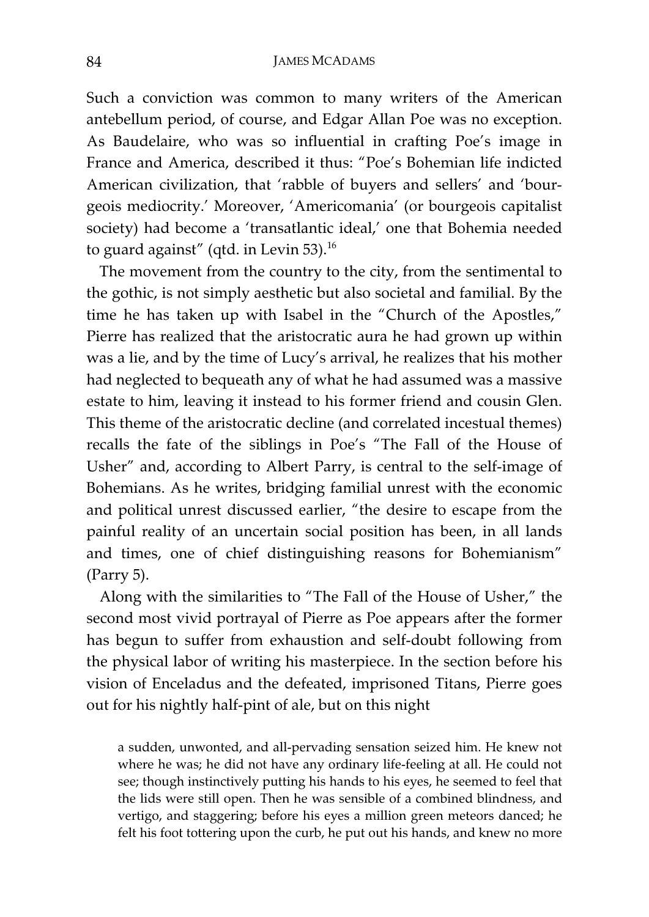Such a conviction was common to many writers of the American antebellum period, of course, and Edgar Allan Poe was no exception. As Baudelaire, who was so influential in crafting Poe's image in France and America, described it thus: "Poe's Bohemian life indicted American civilization, that 'rabble of buyers and sellers' and 'bourgeois mediocrity.' Moreover, 'Americomania' (or bourgeois capitalist society) had become a 'transatlantic ideal,' one that Bohemia needed to guard against" (qtd. in Levin 53).[16]

The movement from the country to the city, from the sentimental to the gothic, is not simply aesthetic but also societal and familial. By the time he has taken up with Isabel in the "Church of the Apostles," Pierre has realized that the aristocratic aura he had grown up within was a lie, and by the time of Lucy's arrival, he realizes that his mother had neglected to bequeath any of what he had assumed was a massive estate to him, leaving it instead to his former friend and cousin Glen. This theme of the aristocratic decline (and correlated incestual themes) recalls the fate of the siblings in Poe's "The Fall of the House of Usher" and, according to Albert Parry, is central to the self-image of Bohemians. As he writes, bridging familial unrest with the economic and political unrest discussed earlier, "the desire to escape from the painful reality of an uncertain social position has been, in all lands and times, one of chief distinguishing reasons for Bohemianism" (Parry 5).

Along with the similarities to "The Fall of the House of Usher," the second most vivid portrayal of Pierre as Poe appears after the former has begun to suffer from exhaustion and self-doubt following from the physical labor of writing his masterpiece. In the section before his vision of Enceladus and the defeated, imprisoned Titans, Pierre goes out for his nightly half-pint of ale, but on this night

> a sudden, unwonted, and all-pervading sensation seized him. He knew not where he was; he did not have any ordinary life-feeling at all. He could not see; though instinctively putting his hands to his eyes, he seemed to feel that the lids were still open. Then he was sensible of a combined blindness, and vertigo, and staggering; before his eyes a million green meteors danced; he felt his foot tottering upon the curb, he put out his hands, and knew no more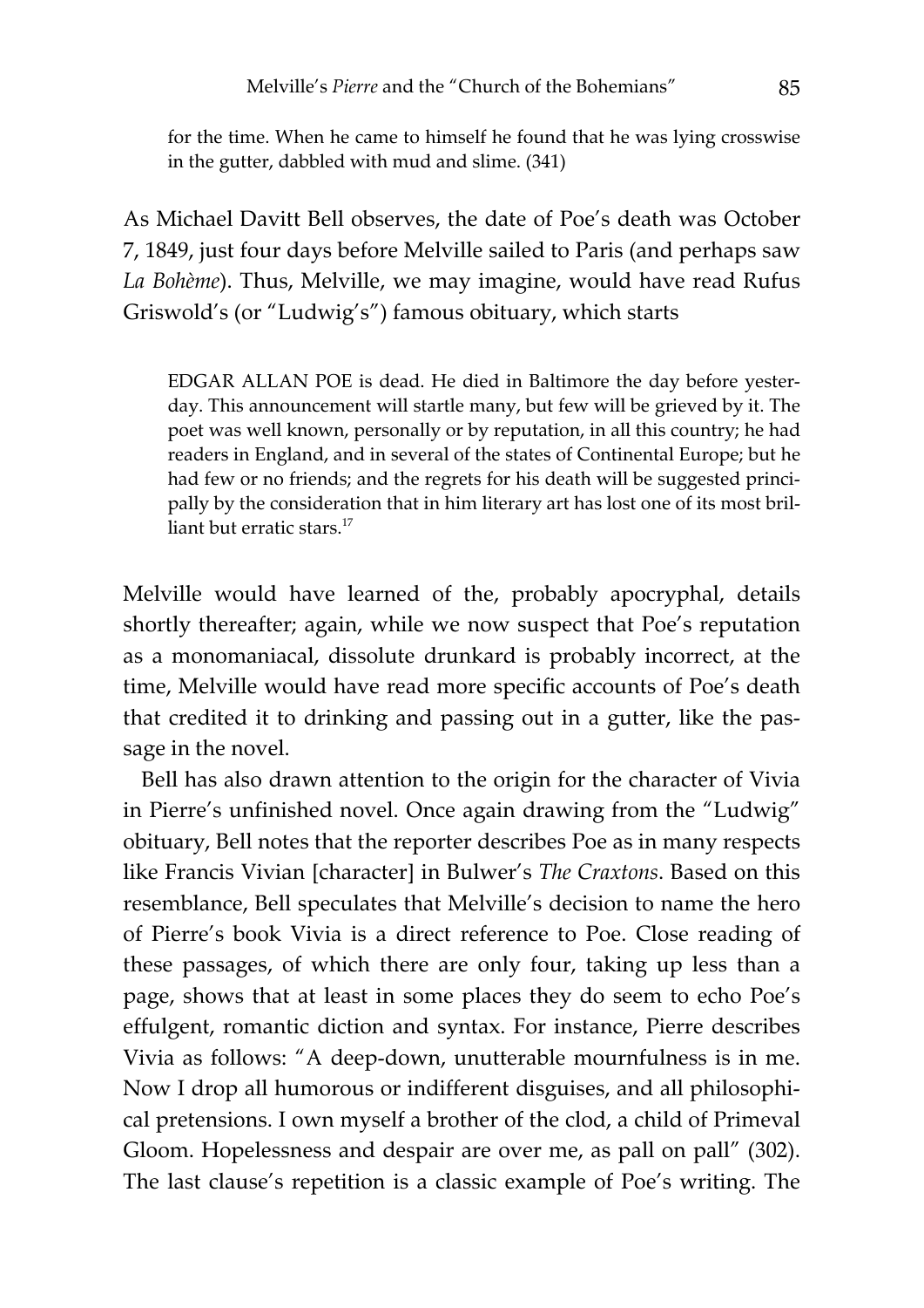> for the time. When he came to himself he found that he was lying crosswise in the gutter, dabbled with mud and slime. (341)

As Michael Davitt Bell observes, the date of Poe's death was October 7, 1849, just four days before Melville sailed to Paris (and perhaps saw *La Bohème*). Thus, Melville, we may imagine, would have read Rufus Griswold's (or "Ludwig's") famous obituary, which starts

> EDGAR ALLAN POE is dead. He died in Baltimore the day before yesterday. This announcement will startle many, but few will be grieved by it. The poet was well known, personally or by reputation, in all this country; he had readers in England, and in several of the states of Continental Europe; but he had few or no friends; and the regrets for his death will be suggested principally by the consideration that in him literary art has lost one of its most brilliant but erratic stars.[17]

Melville would have learned of the, probably apocryphal, details shortly thereafter; again, while we now suspect that Poe's reputation as a monomaniacal, dissolute drunkard is probably incorrect, at the time, Melville would have read more specific accounts of Poe's death that credited it to drinking and passing out in a gutter, like the passage in the novel.

Bell has also drawn attention to the origin for the character of Vivia in Pierre's unfinished novel. Once again drawing from the "Ludwig" obituary, Bell notes that the reporter describes Poe as in many respects like Francis Vivian [character] in Bulwer's *The Craxtons*. Based on this resemblance, Bell speculates that Melville's decision to name the hero of Pierre's book Vivia is a direct reference to Poe. Close reading of these passages, of which there are only four, taking up less than a page, shows that at least in some places they do seem to echo Poe's effulgent, romantic diction and syntax. For instance, Pierre describes Vivia as follows: "A deep-down, unutterable mournfulness is in me. Now I drop all humorous or indifferent disguises, and all philosophical pretensions. I own myself a brother of the clod, a child of Primeval Gloom. Hopelessness and despair are over me, as pall on pall" (302). The last clause's repetition is a classic example of Poe's writing. The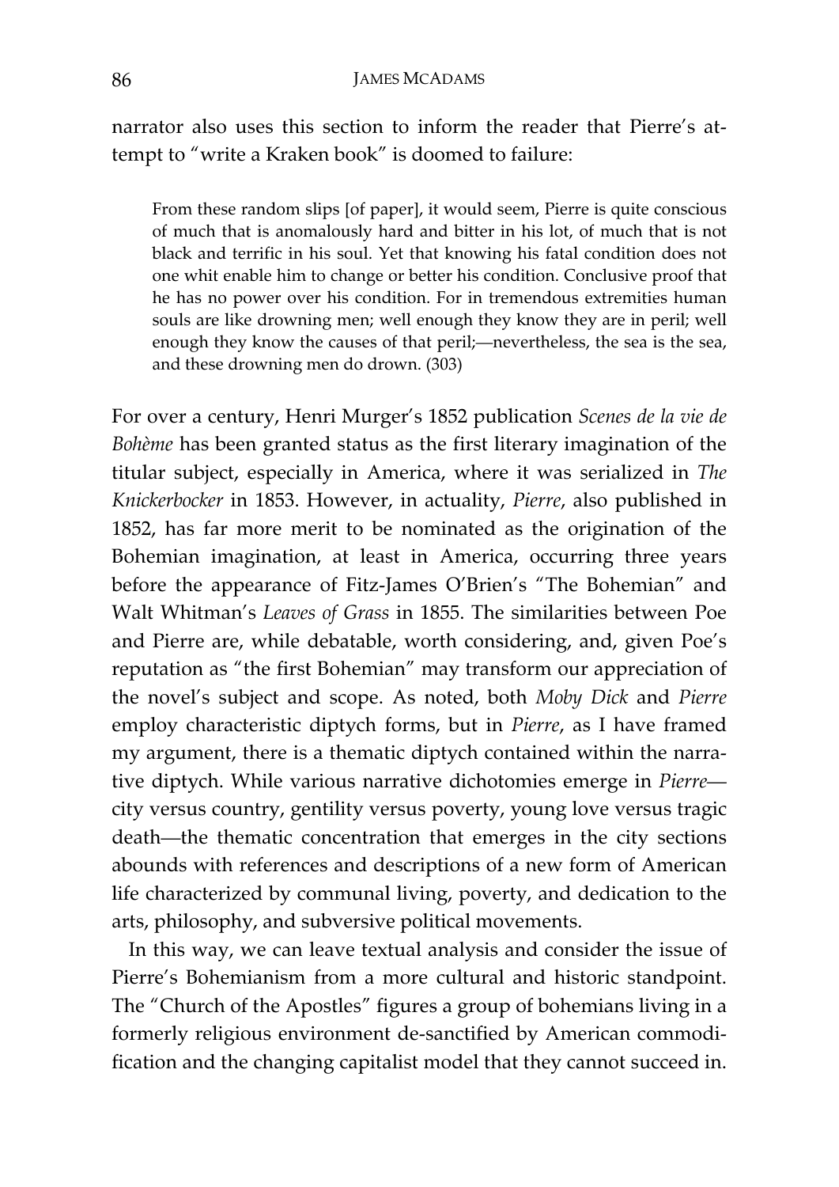narrator also uses this section to inform the reader that Pierre's attempt to "write a Kraken book" is doomed to failure:

> From these random slips [of paper], it would seem, Pierre is quite conscious of much that is anomalously hard and bitter in his lot, of much that is not black and terrific in his soul. Yet that knowing his fatal condition does not one whit enable him to change or better his condition. Conclusive proof that he has no power over his condition. For in tremendous extremities human souls are like drowning men; well enough they know they are in peril; well enough they know the causes of that peril;—nevertheless, the sea is the sea, and these drowning men do drown. (303)

For over a century, Henri Murger's 1852 publication *Scenes de la vie de Bohème* has been granted status as the first literary imagination of the titular subject, especially in America, where it was serialized in *The Knickerbocker* in 1853. However, in actuality, *Pierre*, also published in 1852, has far more merit to be nominated as the origination of the Bohemian imagination, at least in America, occurring three years before the appearance of Fitz-James O'Brien's "The Bohemian" and Walt Whitman's *Leaves of Grass* in 1855. The similarities between Poe and Pierre are, while debatable, worth considering, and, given Poe's reputation as "the first Bohemian" may transform our appreciation of the novel's subject and scope. As noted, both *Moby Dick* and *Pierre* employ characteristic diptych forms, but in *Pierre*, as I have framed my argument, there is a thematic diptych contained within the narrative diptych. While various narrative dichotomies emerge in *Pierre*—city versus country, gentility versus poverty, young love versus tragic death—the thematic concentration that emerges in the city sections abounds with references and descriptions of a new form of American life characterized by communal living, poverty, and dedication to the arts, philosophy, and subversive political movements.

In this way, we can leave textual analysis and consider the issue of Pierre's Bohemianism from a more cultural and historic standpoint. The "Church of the Apostles" figures a group of bohemians living in a formerly religious environment de-sanctified by American commodification and the changing capitalist model that they cannot succeed in.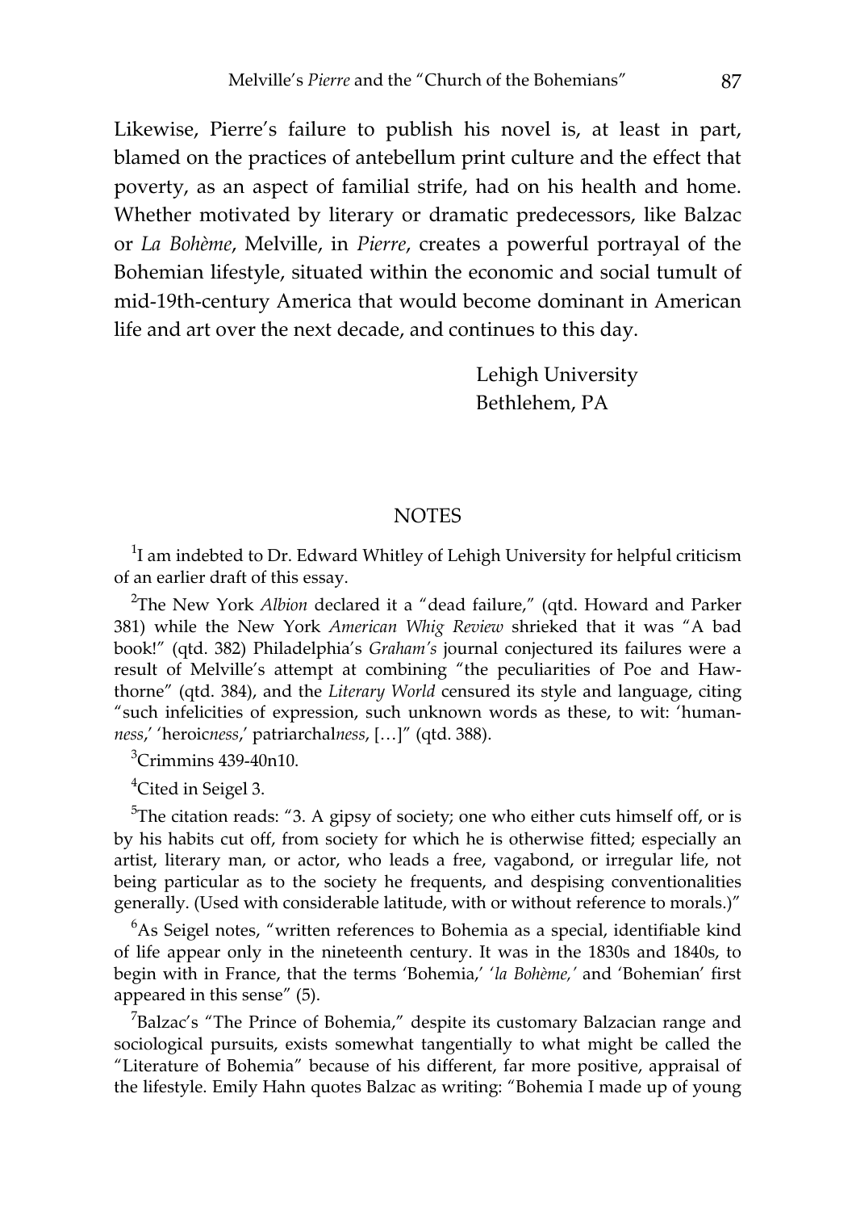Likewise, Pierre's failure to publish his novel is, at least in part, blamed on the practices of antebellum print culture and the effect that poverty, as an aspect of familial strife, had on his health and home. Whether motivated by literary or dramatic predecessors, like Balzac or *La Bohème*, Melville, in *Pierre*, creates a powerful portrayal of the Bohemian lifestyle, situated within the economic and social tumult of mid-19th-century America that would become dominant in American life and art over the next decade, and continues to this day.

Lehigh University
Bethlehem, PA

## NOTES

[1]I am indebted to Dr. Edward Whitley of Lehigh University for helpful criticism of an earlier draft of this essay.

[2]The New York *Albion* declared it a "dead failure," (qtd. Howard and Parker 381) while the New York *American Whig Review* shrieked that it was "A bad book!" (qtd. 382) Philadelphia's *Graham's* journal conjectured its failures were a result of Melville's attempt at combining "the peculiarities of Poe and Hawthorne" (qtd. 384), and the *Literary World* censured its style and language, citing "such infelicities of expression, such unknown words as these, to wit: 'human*ness*,' 'heroic*ness*,' patriarchal*ness*, […]" (qtd. 388).

[3]Crimmins 439-40n10.

[4]Cited in Seigel 3.

[5]The citation reads: "3. A gipsy of society; one who either cuts himself off, or is by his habits cut off, from society for which he is otherwise fitted; especially an artist, literary man, or actor, who leads a free, vagabond, or irregular life, not being particular as to the society he frequents, and despising conventionalities generally. (Used with considerable latitude, with or without reference to morals.)"

[6]As Seigel notes, "written references to Bohemia as a special, identifiable kind of life appear only in the nineteenth century. It was in the 1830s and 1840s, to begin with in France, that the terms 'Bohemia,' '*la Bohème,*' and 'Bohemian' first appeared in this sense" (5).

[7]Balzac's "The Prince of Bohemia," despite its customary Balzacian range and sociological pursuits, exists somewhat tangentially to what might be called the "Literature of Bohemia" because of his different, far more positive, appraisal of the lifestyle. Emily Hahn quotes Balzac as writing: "Bohemia I made up of young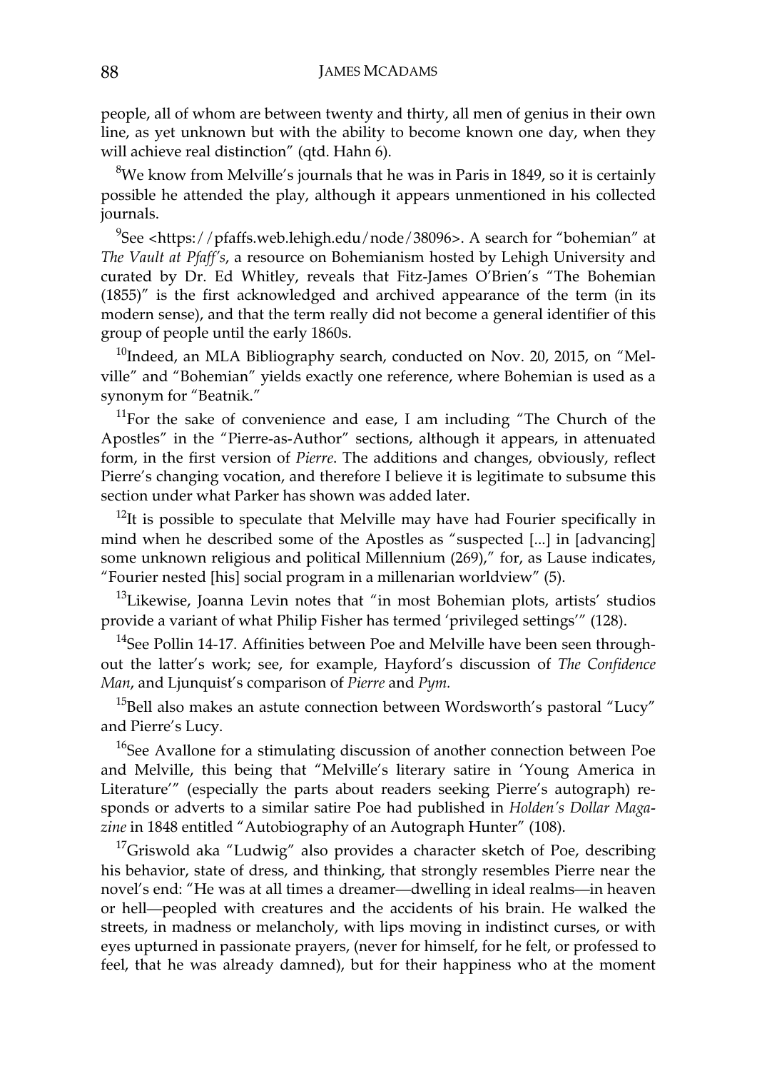people, all of whom are between twenty and thirty, all men of genius in their own line, as yet unknown but with the ability to become known one day, when they will achieve real distinction" (qtd. Hahn 6).

[8]We know from Melville's journals that he was in Paris in 1849, so it is certainly possible he attended the play, although it appears unmentioned in his collected journals.

[9]See <https://pfaffs.web.lehigh.edu/node/38096>. A search for "bohemian" at *The Vault at Pfaff's*, a resource on Bohemianism hosted by Lehigh University and curated by Dr. Ed Whitley, reveals that Fitz-James O'Brien's "The Bohemian (1855)" is the first acknowledged and archived appearance of the term (in its modern sense), and that the term really did not become a general identifier of this group of people until the early 1860s.

[10]Indeed, an MLA Bibliography search, conducted on Nov. 20, 2015, on "Melville" and "Bohemian" yields exactly one reference, where Bohemian is used as a synonym for "Beatnik."

[11]For the sake of convenience and ease, I am including "The Church of the Apostles" in the "Pierre-as-Author" sections, although it appears, in attenuated form, in the first version of *Pierre*. The additions and changes, obviously, reflect Pierre's changing vocation, and therefore I believe it is legitimate to subsume this section under what Parker has shown was added later.

[12]It is possible to speculate that Melville may have had Fourier specifically in mind when he described some of the Apostles as "suspected [...] in [advancing] some unknown religious and political Millennium (269)," for, as Lause indicates, "Fourier nested [his] social program in a millenarian worldview" (5).

[13]Likewise, Joanna Levin notes that "in most Bohemian plots, artists' studios provide a variant of what Philip Fisher has termed 'privileged settings'" (128).

[14]See Pollin 14-17. Affinities between Poe and Melville have been seen throughout the latter's work; see, for example, Hayford's discussion of *The Confidence Man*, and Ljunquist's comparison of *Pierre* and *Pym.*

[15]Bell also makes an astute connection between Wordsworth's pastoral "Lucy" and Pierre's Lucy.

[16]See Avallone for a stimulating discussion of another connection between Poe and Melville, this being that "Melville's literary satire in 'Young America in Literature'" (especially the parts about readers seeking Pierre's autograph) responds or adverts to a similar satire Poe had published in *Holden's Dollar Magazine* in 1848 entitled "Autobiography of an Autograph Hunter" (108).

[17]Griswold aka "Ludwig" also provides a character sketch of Poe, describing his behavior, state of dress, and thinking, that strongly resembles Pierre near the novel's end: "He was at all times a dreamer—dwelling in ideal realms—in heaven or hell—peopled with creatures and the accidents of his brain. He walked the streets, in madness or melancholy, with lips moving in indistinct curses, or with eyes upturned in passionate prayers, (never for himself, for he felt, or professed to feel, that he was already damned), but for their happiness who at the moment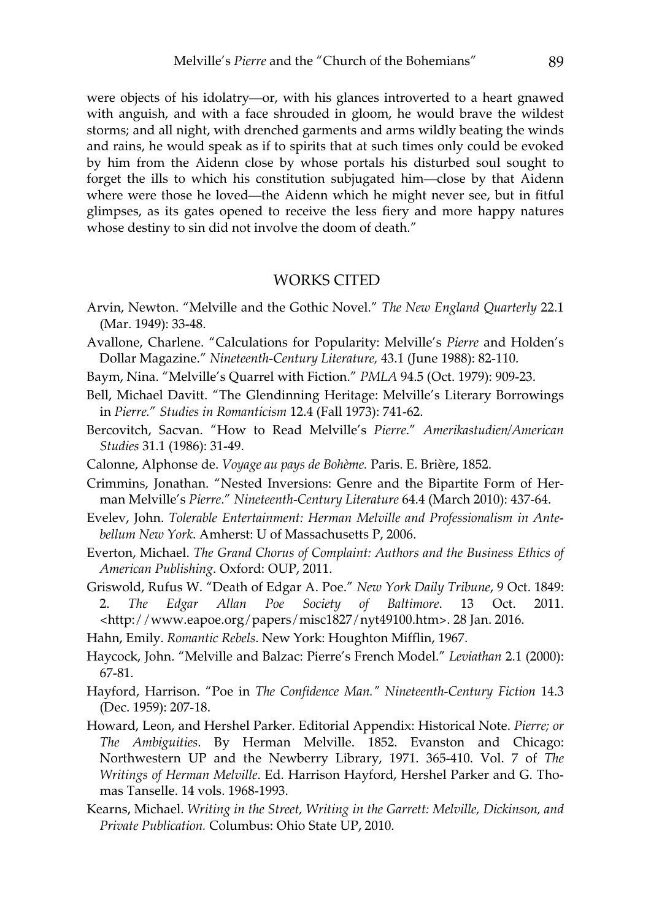were objects of his idolatry—or, with his glances introverted to a heart gnawed with anguish, and with a face shrouded in gloom, he would brave the wildest storms; and all night, with drenched garments and arms wildly beating the winds and rains, he would speak as if to spirits that at such times only could be evoked by him from the Aidenn close by whose portals his disturbed soul sought to forget the ills to which his constitution subjugated him—close by that Aidenn where were those he loved—the Aidenn which he might never see, but in fitful glimpses, as its gates opened to receive the less fiery and more happy natures whose destiny to sin did not involve the doom of death."

## WORKS CITED

Arvin, Newton. "Melville and the Gothic Novel." *The New England Quarterly* 22.1 (Mar. 1949): 33-48.

Avallone, Charlene. "Calculations for Popularity: Melville's *Pierre* and Holden's Dollar Magazine." *Nineteenth-Century Literature,* 43.1 (June 1988): 82-110.

Baym, Nina. "Melville's Quarrel with Fiction." *PMLA* 94.5 (Oct. 1979): 909-23.

Bell, Michael Davitt. "The Glendinning Heritage: Melville's Literary Borrowings in *Pierre.*" *Studies in Romanticism* 12.4 (Fall 1973): 741-62.

Bercovitch, Sacvan. "How to Read Melville's *Pierre*." *Amerikastudien/American Studies* 31.1 (1986): 31-49.

Calonne, Alphonse de. *Voyage au pays de Bohème.* Paris. E. Brière, 1852.

Crimmins, Jonathan. "Nested Inversions: Genre and the Bipartite Form of Herman Melville's *Pierre*." *Nineteenth-Century Literature* 64.4 (March 2010): 437-64.

Evelev, John. *Tolerable Entertainment: Herman Melville and Professionalism in Antebellum New York*. Amherst: U of Massachusetts P, 2006.

Everton, Michael. *The Grand Chorus of Complaint: Authors and the Business Ethics of American Publishing*. Oxford: OUP, 2011.

Griswold, Rufus W. "Death of Edgar A. Poe." *New York Daily Tribune*, 9 Oct. 1849: 2. *The Edgar Allan Poe Society of Baltimore*. 13 Oct. 2011. <http://www.eapoe.org/papers/misc1827/nyt49100.htm>. 28 Jan. 2016.

Hahn, Emily. *Romantic Rebels*. New York: Houghton Mifflin, 1967.

Haycock, John. "Melville and Balzac: Pierre's French Model." *Leviathan* 2.1 (2000): 67-81.

Hayford, Harrison. "Poe in *The Confidence Man." Nineteenth-Century Fiction* 14.3 (Dec. 1959): 207-18.

Howard, Leon, and Hershel Parker. Editorial Appendix: Historical Note. *Pierre; or The Ambiguities*. By Herman Melville. 1852. Evanston and Chicago: Northwestern UP and the Newberry Library, 1971. 365-410. Vol. 7 of *The Writings of Herman Melville*. Ed. Harrison Hayford, Hershel Parker and G. Thomas Tanselle. 14 vols. 1968-1993.

Kearns, Michael. *Writing in the Street, Writing in the Garrett: Melville, Dickinson, and Private Publication.* Columbus: Ohio State UP, 2010.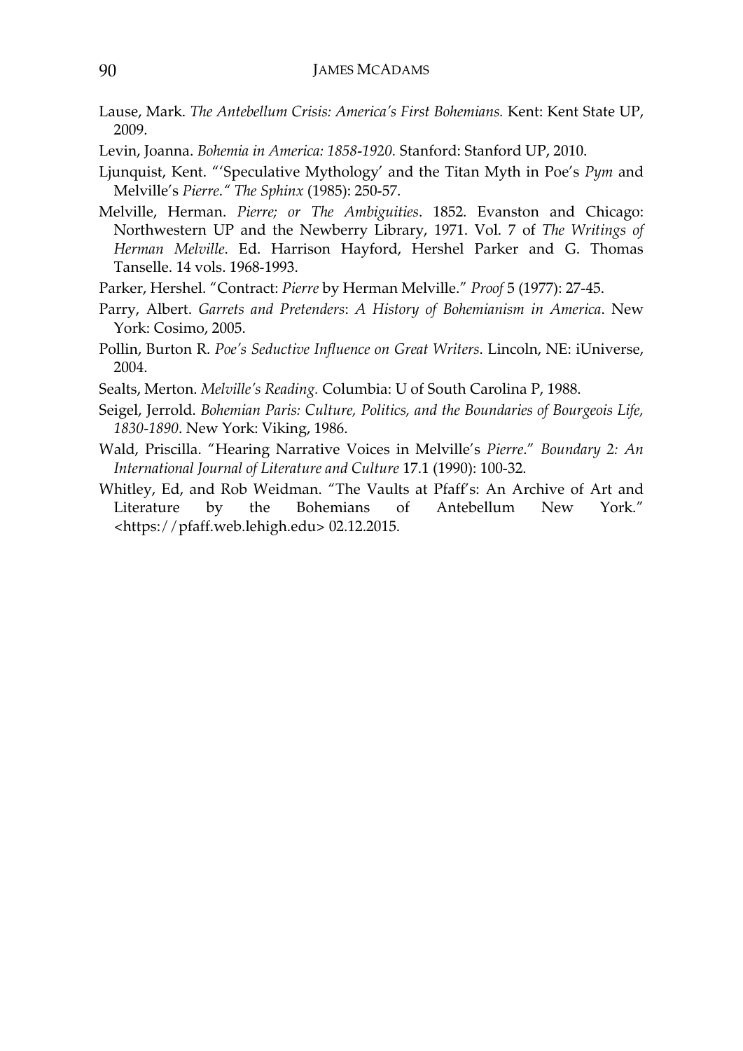Lause, Mark. *The Antebellum Crisis: America's First Bohemians.* Kent: Kent State UP, 2009.

Levin, Joanna. *Bohemia in America: 1858-1920.* Stanford: Stanford UP, 2010.

Ljunquist, Kent. "'Speculative Mythology' and the Titan Myth in Poe's *Pym* and Melville's *Pierre*." *The Sphinx* (1985): 250-57.

Melville, Herman. *Pierre; or The Ambiguities*. 1852. Evanston and Chicago: Northwestern UP and the Newberry Library, 1971. Vol. 7 of *The Writings of Herman Melville*. Ed. Harrison Hayford, Hershel Parker and G. Thomas Tanselle. 14 vols. 1968-1993.

Parker, Hershel. "Contract: *Pierre* by Herman Melville." *Proof* 5 (1977): 27-45.

Parry, Albert. *Garrets and Pretenders*: *A History of Bohemianism in America*. New York: Cosimo, 2005.

Pollin, Burton R. *Poe's Seductive Influence on Great Writers*. Lincoln, NE: iUniverse, 2004.

Sealts, Merton. *Melville's Reading.* Columbia: U of South Carolina P, 1988.

Seigel, Jerrold. *Bohemian Paris: Culture, Politics, and the Boundaries of Bourgeois Life, 1830-1890*. New York: Viking, 1986.

Wald, Priscilla. "Hearing Narrative Voices in Melville's *Pierre*." *Boundary 2: An International Journal of Literature and Culture* 17.1 (1990): 100-32.

Whitley, Ed, and Rob Weidman. "The Vaults at Pfaff's: An Archive of Art and Literature by the Bohemians of Antebellum New York." <https://pfaff.web.lehigh.edu> 02.12.2015.